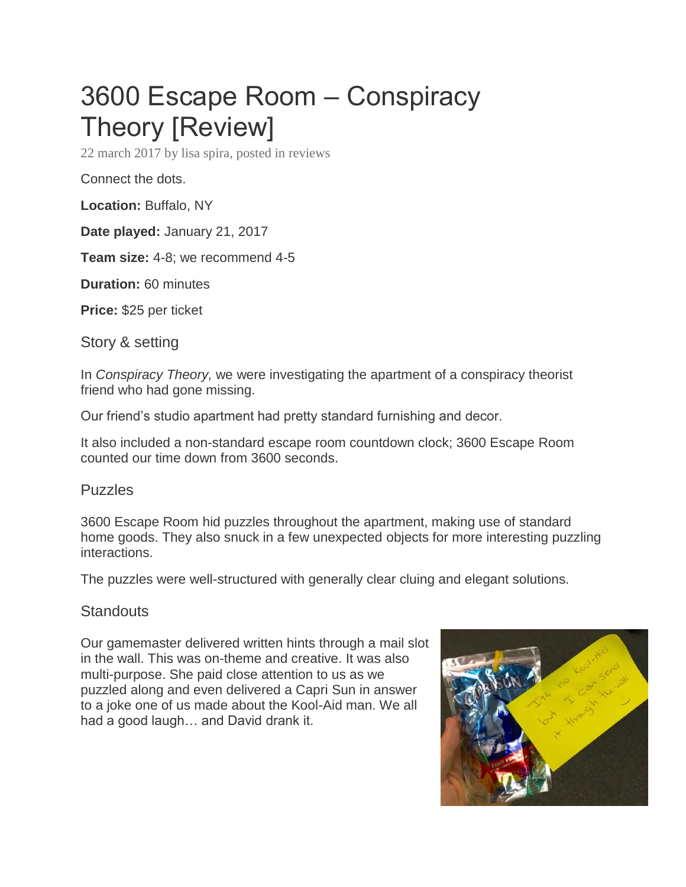# 3600 Escape Room – Conspiracy Theory [Review]

22 march 2017 by lisa spira, posted in reviews

Connect the dots.

**Location:** Buffalo, NY

**Date played:** January 21, 2017

**Team size:** 4-8; we recommend 4-5

**Duration:** 60 minutes

**Price:** $25 per ticket

## Story & setting

In *Conspiracy Theory,* we were investigating the apartment of a conspiracy theorist friend who had gone missing.

Our friend's studio apartment had pretty standard furnishing and decor.

It also included a non-standard escape room countdown clock; 3600 Escape Room counted our time down from 3600 seconds.

## Puzzles

3600 Escape Room hid puzzles throughout the apartment, making use of standard home goods. They also snuck in a few unexpected objects for more interesting puzzling interactions.

The puzzles were well-structured with generally clear cluing and elegant solutions.

## Standouts

Our gamemaster delivered written hints through a mail slot in the wall. This was on-theme and creative. It was also multi-purpose. She paid close attention to us as we puzzled along and even delivered a Capri Sun in answer to a joke one of us made about the Kool-Aid man. We all had a good laugh… and David drank it.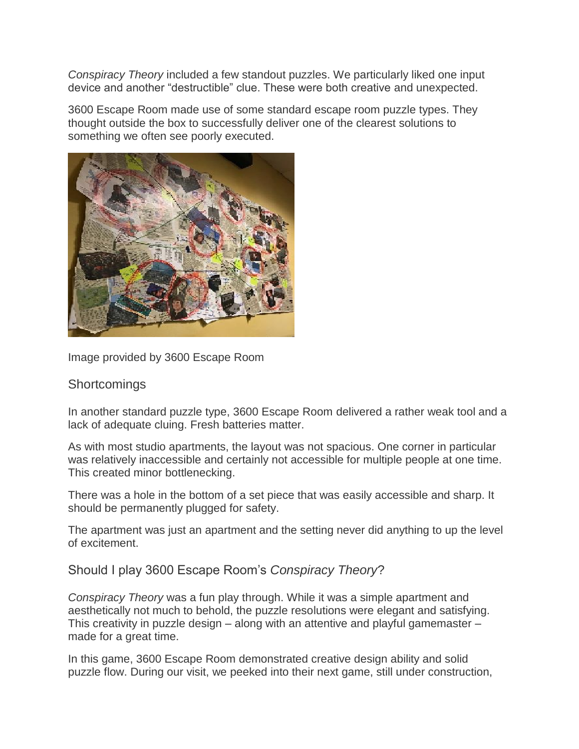*Conspiracy Theory* included a few standout puzzles. We particularly liked one input device and another "destructible" clue. These were both creative and unexpected.

3600 Escape Room made use of some standard escape room puzzle types. They thought outside the box to successfully deliver one of the clearest solutions to something we often see poorly executed.

Image provided by 3600 Escape Room

## Shortcomings

In another standard puzzle type, 3600 Escape Room delivered a rather weak tool and a lack of adequate cluing. Fresh batteries matter.

As with most studio apartments, the layout was not spacious. One corner in particular was relatively inaccessible and certainly not accessible for multiple people at one time. This created minor bottlenecking.

There was a hole in the bottom of a set piece that was easily accessible and sharp. It should be permanently plugged for safety.

The apartment was just an apartment and the setting never did anything to up the level of excitement.

## Should I play 3600 Escape Room's *Conspiracy Theory*?

*Conspiracy Theory* was a fun play through. While it was a simple apartment and aesthetically not much to behold, the puzzle resolutions were elegant and satisfying. This creativity in puzzle design – along with an attentive and playful gamemaster – made for a great time.

In this game, 3600 Escape Room demonstrated creative design ability and solid puzzle flow. During our visit, we peeked into their next game, still under construction,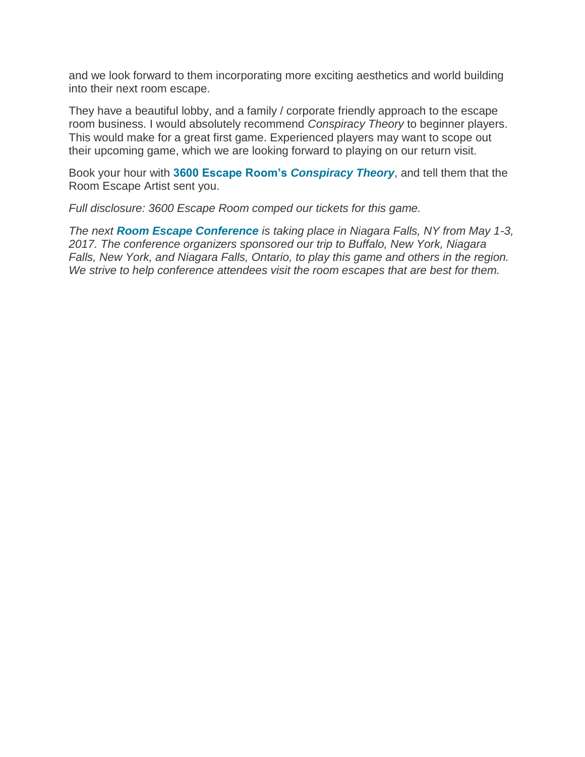and we look forward to them incorporating more exciting aesthetics and world building into their next room escape.

They have a beautiful lobby, and a family / corporate friendly approach to the escape room business. I would absolutely recommend *Conspiracy Theory* to beginner players. This would make for a great first game. Experienced players may want to scope out their upcoming game, which we are looking forward to playing on our return visit.

Book your hour with **3600 Escape Room's *Conspiracy Theory***, and tell them that the Room Escape Artist sent you.

*Full disclosure: 3600 Escape Room comped our tickets for this game.*

*The next **Room Escape Conference** is taking place in Niagara Falls, NY from May 1-3, 2017. The conference organizers sponsored our trip to Buffalo, New York, Niagara Falls, New York, and Niagara Falls, Ontario, to play this game and others in the region. We strive to help conference attendees visit the room escapes that are best for them.*